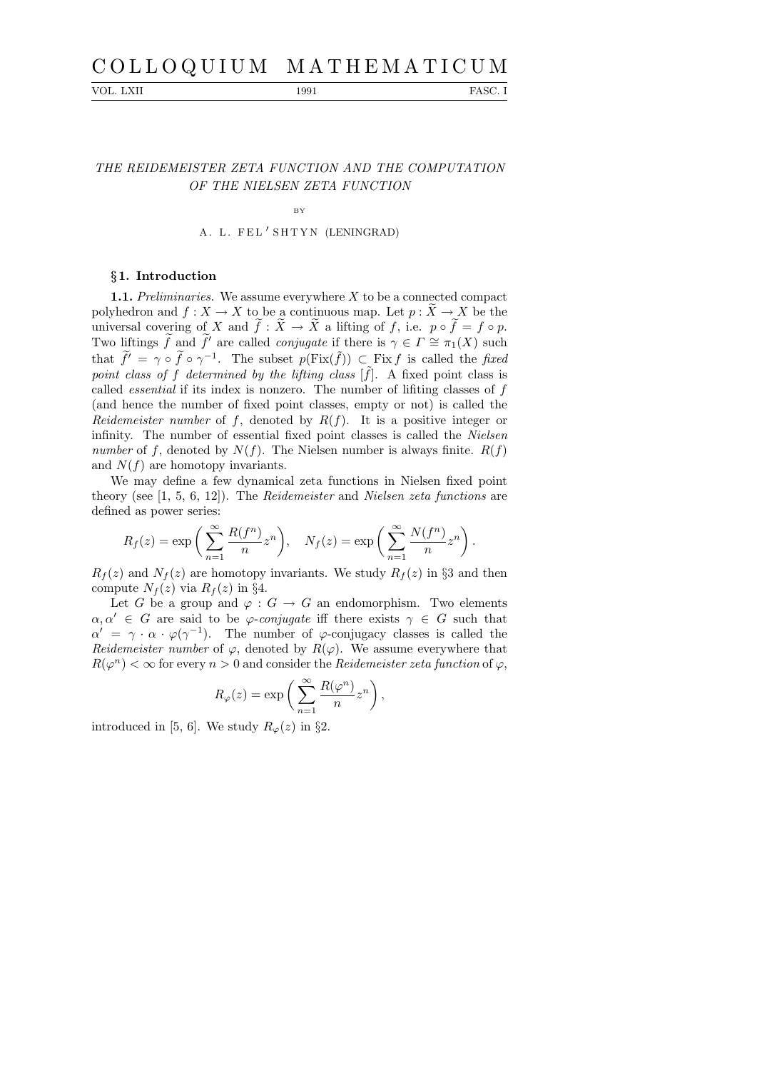# THE REIDEMEISTER ZETA FUNCTION AND THE COMPUTATION OF THE NIELSEN ZETA FUNCTION

BY

A. L. FEL′SHTYN (LENINGRAD)

## §1. Introduction

**1.1.** *Preliminaries.* We assume everywhere $X$ to be a connected compact polyhedron and $f : X \to X$ to be a continuous map. Let $p : \widetilde{X} \to X$ be the universal covering of $X$ and $\widetilde{f} : \widetilde{X} \to \widetilde{X}$ a lifting of $f$, i.e. $p \circ \widetilde{f} = f \circ p$. Two liftings $\widetilde{f}$ and $\widetilde{f}'$ are called *conjugate* if there is $\gamma \in \Gamma \cong \pi_1(X)$ such that $\widetilde{f}' = \gamma \circ \widetilde{f} \circ \gamma^{-1}$. The subset $p(\mathrm{Fix}(\tilde{f})) \subset \mathrm{Fix}\, f$ is called the *fixed point class of $f$ determined by the lifting class* $[\tilde{f}]$. A fixed point class is called *essential* if its index is nonzero. The number of lifiting classes of $f$ (and hence the number of fixed point classes, empty or not) is called the *Reidemeister number* of $f$, denoted by $R(f)$. It is a positive integer or infinity. The number of essential fixed point classes is called the *Nielsen number* of $f$, denoted by $N(f)$. The Nielsen number is always finite. $R(f)$ and $N(f)$ are homotopy invariants.

We may define a few dynamical zeta functions in Nielsen fixed point theory (see [1, 5, 6, 12]). The *Reidemeister* and *Nielsen zeta functions* are defined as power series:

$$R_f(z) = \exp\left(\sum_{n=1}^{\infty} \frac{R(f^n)}{n} z^n\right), \quad N_f(z) = \exp\left(\sum_{n=1}^{\infty} \frac{N(f^n)}{n} z^n\right).$$

$R_f(z)$ and $N_f(z)$ are homotopy invariants. We study $R_f(z)$ in §3 and then compute $N_f(z)$ via $R_f(z)$ in §4.

Let $G$ be a group and $\varphi : G \to G$ an endomorphism. Two elements $\alpha, \alpha' \in G$ are said to be *$\varphi$-conjugate* iff there exists $\gamma \in G$ such that $\alpha' = \gamma \cdot \alpha \cdot \varphi(\gamma^{-1})$. The number of $\varphi$-conjugacy classes is called the *Reidemeister number* of $\varphi$, denoted by $R(\varphi)$. We assume everywhere that $R(\varphi^n) < \infty$ for every $n > 0$ and consider the *Reidemeister zeta function* of $\varphi$,

$$R_\varphi(z) = \exp\left(\sum_{n=1}^{\infty} \frac{R(\varphi^n)}{n} z^n\right),$$

introduced in [5, 6]. We study $R_\varphi(z)$ in §2.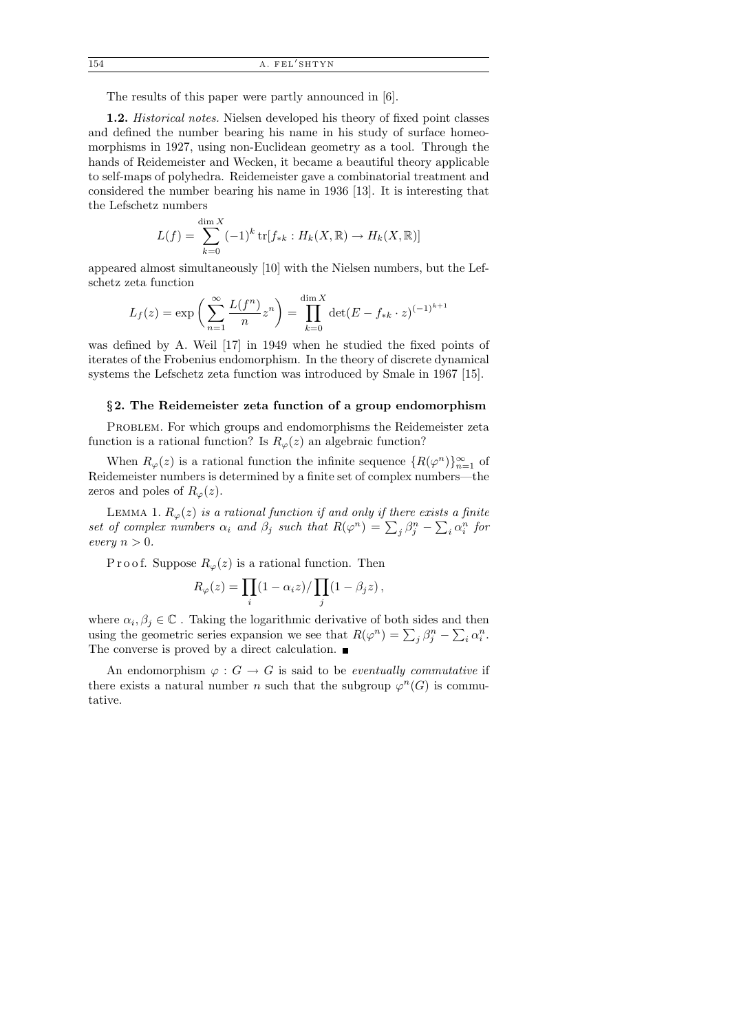The results of this paper were partly announced in [6].

**1.2.** *Historical notes.* Nielsen developed his theory of fixed point classes and defined the number bearing his name in his study of surface homeomorphisms in 1927, using non-Euclidean geometry as a tool. Through the hands of Reidemeister and Wecken, it became a beautiful theory applicable to self-maps of polyhedra. Reidemeister gave a combinatorial treatment and considered the number bearing his name in 1936 [13]. It is interesting that the Lefschetz numbers

$$L(f) = \sum_{k=0}^{\dim X} (-1)^k \operatorname{tr}[f_{*k} : H_k(X, \mathbb{R}) \to H_k(X, \mathbb{R})]$$

appeared almost simultaneously [10] with the Nielsen numbers, but the Lefschetz zeta function

$$L_f(z) = \exp\left(\sum_{n=1}^{\infty} \frac{L(f^n)}{n} z^n\right) = \prod_{k=0}^{\dim X} \det(E - f_{*k} \cdot z)^{(-1)^{k+1}}$$

was defined by A. Weil [17] in 1949 when he studied the fixed points of iterates of the Frobenius endomorphism. In the theory of discrete dynamical systems the Lefschetz zeta function was introduced by Smale in 1967 [15].

## §2. The Reidemeister zeta function of a group endomorphism

Problem. For which groups and endomorphisms the Reidemeister zeta function is a rational function? Is $R_\varphi(z)$ an algebraic function?

When $R_\varphi(z)$ is a rational function the infinite sequence $\{R(\varphi^n)\}_{n=1}^{\infty}$ of Reidemeister numbers is determined by a finite set of complex numbers—the zeros and poles of $R_\varphi(z)$.

Lemma 1. *$R_\varphi(z)$ is a rational function if and only if there exists a finite set of complex numbers $\alpha_i$ and $\beta_j$ such that $R(\varphi^n) = \sum_j \beta_j^n - \sum_i \alpha_i^n$ for every $n > 0$.*

Proof. Suppose $R_\varphi(z)$ is a rational function. Then

$$R_\varphi(z) = \prod_i (1 - \alpha_i z) / \prod_j (1 - \beta_j z),$$

where $\alpha_i, \beta_j \in \mathbb{C}$. Taking the logarithmic derivative of both sides and then using the geometric series expansion we see that $R(\varphi^n) = \sum_j \beta_j^n - \sum_i \alpha_i^n$. The converse is proved by a direct calculation. ∎

An endomorphism $\varphi : G \to G$ is said to be *eventually commutative* if there exists a natural number $n$ such that the subgroup $\varphi^n(G)$ is commutative.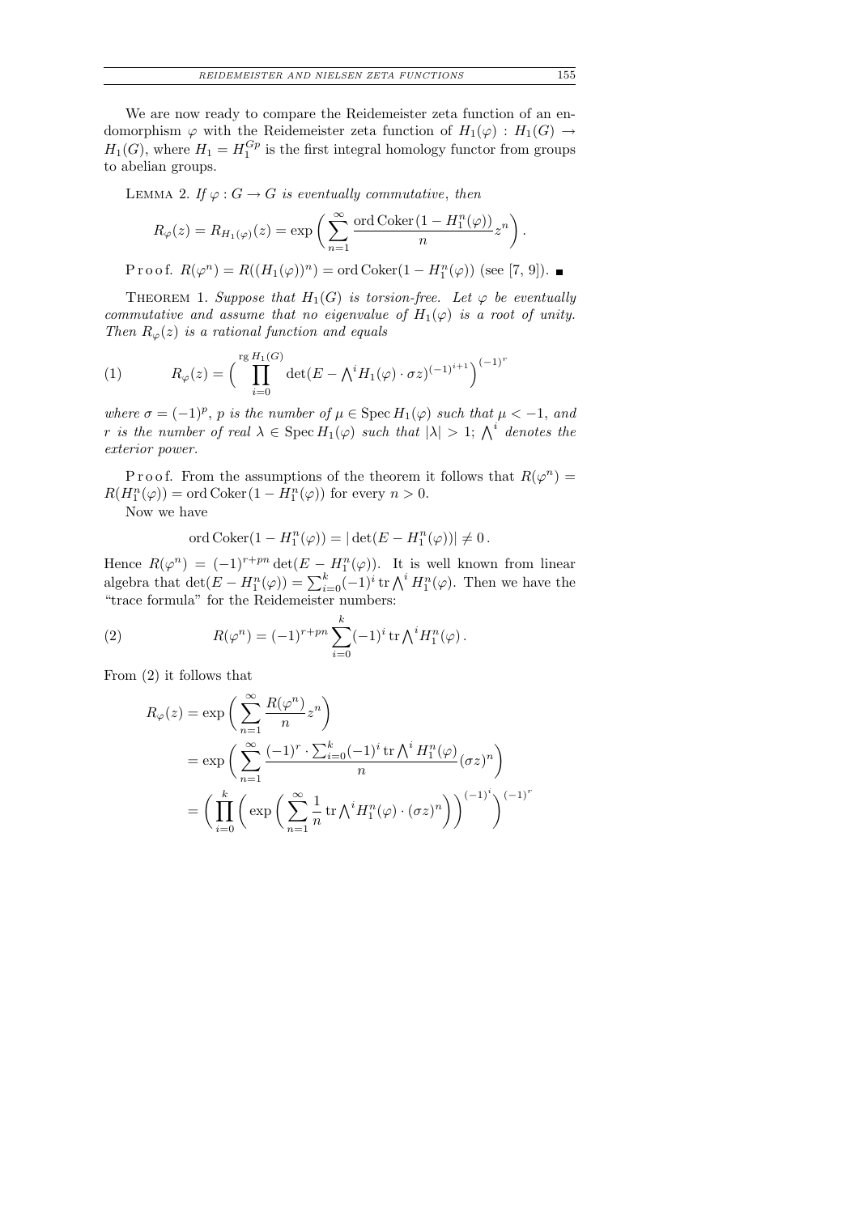We are now ready to compare the Reidemeister zeta function of an endomorphism $\varphi$ with the Reidemeister zeta function of $H_1(\varphi) : H_1(G) \to H_1(G)$, where $H_1 = H_1^{Gp}$ is the first integral homology functor from groups to abelian groups.

LEMMA 2. *If $\varphi : G \to G$ is eventually commutative, then*

$$R_\varphi(z) = R_{H_1(\varphi)}(z) = \exp\bigg( \sum_{n=1}^{\infty} \frac{\operatorname{ord} \operatorname{Coker}(1 - H_1^n(\varphi))}{n} z^n \bigg).$$

Proof. $R(\varphi^n) = R((H_1(\varphi))^n) = \operatorname{ord} \operatorname{Coker}(1 - H_1^n(\varphi))$ (see [7, 9]). ∎

THEOREM 1. *Suppose that $H_1(G)$ is torsion-free. Let $\varphi$ be eventually commutative and assume that no eigenvalue of $H_1(\varphi)$ is a root of unity. Then $R_\varphi(z)$ is a rational function and equals*

$$R_\varphi(z) = \Big( \prod_{i=0}^{\operatorname{rg} H_1(G)} \det(E - \textstyle\bigwedge^i H_1(\varphi) \cdot \sigma z)^{(-1)^{i+1}} \Big)^{(-1)^r} \tag{1}$$

*where $\sigma = (-1)^p$, $p$ is the number of $\mu \in \operatorname{Spec} H_1(\varphi)$ such that $\mu < -1$, and $r$ is the number of real $\lambda \in \operatorname{Spec} H_1(\varphi)$ such that $|\lambda| > 1$; $\bigwedge^i$ denotes the exterior power.*

Proof. From the assumptions of the theorem it follows that $R(\varphi^n) = R(H_1^n(\varphi)) = \operatorname{ord} \operatorname{Coker}(1 - H_1^n(\varphi))$ for every $n > 0$.

Now we have

$$\operatorname{ord} \operatorname{Coker}(1 - H_1^n(\varphi)) = |\det(E - H_1^n(\varphi))| \neq 0.$$

Hence $R(\varphi^n) = (-1)^{r+pn} \det(E - H_1^n(\varphi))$. It is well known from linear algebra that $\det(E - H_1^n(\varphi)) = \sum_{i=0}^{k} (-1)^i \operatorname{tr} \bigwedge^i H_1^n(\varphi)$. Then we have the "trace formula" for the Reidemeister numbers:

$$R(\varphi^n) = (-1)^{r+pn} \sum_{i=0}^{k} (-1)^i \operatorname{tr} \textstyle\bigwedge^i H_1^n(\varphi). \tag{2}$$

From (2) it follows that

$$\begin{aligned}
R_\varphi(z) &= \exp\bigg( \sum_{n=1}^{\infty} \frac{R(\varphi^n)}{n} z^n \bigg) \\
&= \exp\bigg( \sum_{n=1}^{\infty} \frac{(-1)^r \cdot \sum_{i=0}^{k} (-1)^i \operatorname{tr} \bigwedge^i H_1^n(\varphi)}{n} (\sigma z)^n \bigg) \\
&= \bigg( \prod_{i=0}^{k} \bigg( \exp\bigg( \sum_{n=1}^{\infty} \frac{1}{n} \operatorname{tr} \textstyle\bigwedge^i H_1^n(\varphi) \cdot (\sigma z)^n \bigg) \bigg)^{(-1)^i} \bigg)^{(-1)^r}
\end{aligned}$$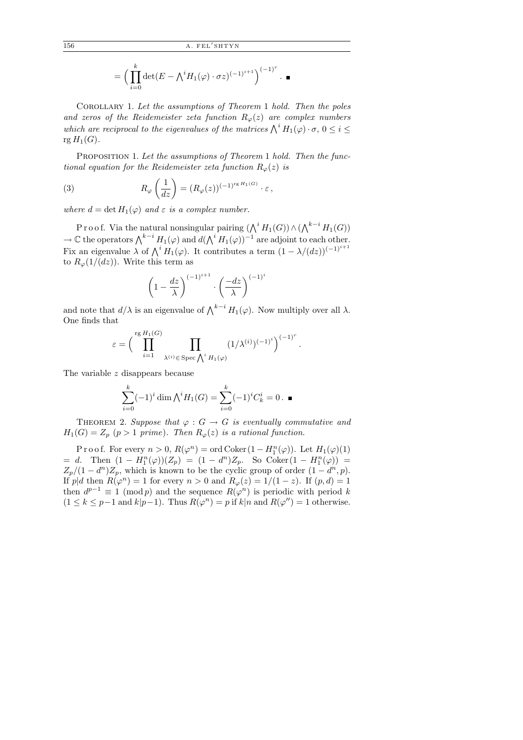$$= \Big( \prod_{i=0}^{k} \det(E - \textstyle\bigwedge^i H_1(\varphi) \cdot \sigma z)^{(-1)^{i+1}} \Big)^{(-1)^r} . \ \blacksquare$$

Corollary 1. *Let the assumptions of Theorem* 1 *hold. Then the poles and zeros of the Reidemeister zeta function $R_\varphi(z)$ are complex numbers which are reciprocal to the eigenvalues of the matrices $\bigwedge^i H_1(\varphi) \cdot \sigma$, $0 \le i \le \operatorname{rg} H_1(G)$.*

Proposition 1. *Let the assumptions of Theorem* 1 *hold. Then the functional equation for the Reidemeister zeta function $R_\varphi(z)$ is*

$$R_\varphi\left(\frac{1}{dz}\right) = (R_\varphi(z))^{(-1)^{\operatorname{rg} H_1(G)}} \cdot \varepsilon \,, \tag{3}$$

*where $d = \det H_1(\varphi)$ and $\varepsilon$ is a complex number.*

Proof. Via the natural nonsingular pairing $(\bigwedge^i H_1(G)) \wedge (\bigwedge^{k-i} H_1(G)) \to \mathbb{C}$ the operators $\bigwedge^{k-i} H_1(\varphi)$ and $d(\bigwedge^i H_1(\varphi))^{-1}$ are adjoint to each other. Fix an eigenvalue $\lambda$ of $\bigwedge^i H_1(\varphi)$. It contributes a term $(1 - \lambda/(dz))^{(-1)^{i+1}}$ to $R_\varphi(1/(dz))$. Write this term as

$$\left(1 - \frac{dz}{\lambda}\right)^{(-1)^{i+1}} \cdot \left(\frac{-dz}{\lambda}\right)^{(-1)^i}$$

and note that $d/\lambda$ is an eigenvalue of $\bigwedge^{k-i} H_1(\varphi)$. Now multiply over all $\lambda$. One finds that

$$\varepsilon = \Big( \prod_{i=1}^{\operatorname{rg} H_1(G)} \prod_{\lambda^{(i)} \in \operatorname{Spec} \bigwedge^i H_1(\varphi)} (1/\lambda^{(i)})^{(-1)^i} \Big)^{(-1)^r} .$$

The variable $z$ disappears because

$$\sum_{i=0}^{k} (-1)^i \dim \textstyle\bigwedge^i H_1(G) = \displaystyle\sum_{i=0}^{k} (-1)^i C_k^i = 0 \,. \ \blacksquare$$

Theorem 2. *Suppose that $\varphi : G \to G$ is eventually commutative and $H_1(G) = Z_p$ ($p > 1$ prime). Then $R_\varphi(z)$ is a rational function.*

Proof. For every $n > 0$, $R(\varphi^n) = \operatorname{ord} \operatorname{Coker}(1 - H_1^n(\varphi))$. Let $H_1(\varphi)(1) = d$. Then $(1 - H_1^n(\varphi))(Z_p) = (1 - d^n) Z_p$. So $\operatorname{Coker}(1 - H_1^n(\varphi)) = Z_p/(1 - d^n) Z_p$, which is known to be the cyclic group of order $(1 - d^n, p)$. If $p | d$ then $R(\varphi^n) = 1$ for every $n > 0$ and $R_\varphi(z) = 1/(1 - z)$. If $(p, d) = 1$ then $d^{p-1} \equiv 1 \pmod p$ and the sequence $R(\varphi^n)$ is periodic with period $k$ ($1 \le k \le p-1$ and $k | p-1$). Thus $R(\varphi^n) = p$ if $k | n$ and $R(\varphi'') = 1$ otherwise.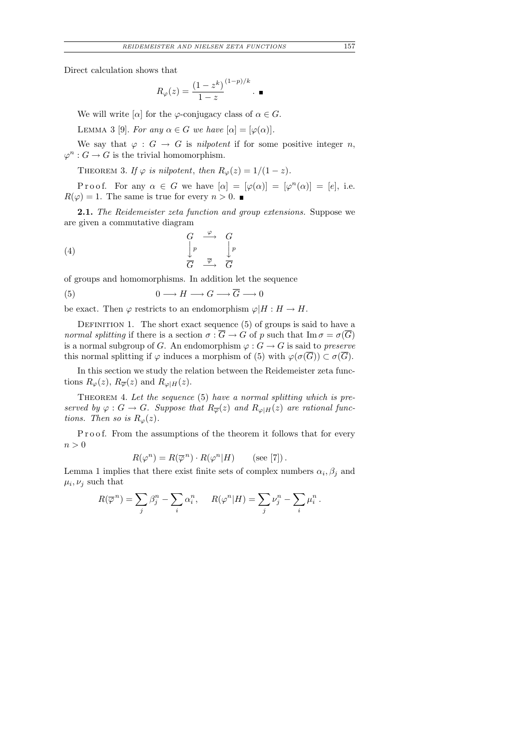Direct calculation shows that

$$R_\varphi(z) = \frac{(1-z^k)^{(1-p)/k}}{1-z}\,. \;\blacksquare$$

We will write $[\alpha]$ for the $\varphi$-conjugacy class of $\alpha \in G$.

LEMMA 3 [9]. *For any $\alpha \in G$ we have $[\alpha] = [\varphi(\alpha)]$.*

We say that $\varphi : G \to G$ is *nilpotent* if for some positive integer $n$, $\varphi^n : G \to G$ is the trivial homomorphism.

THEOREM 3. *If $\varphi$ is nilpotent, then $R_\varphi(z) = 1/(1-z)$.*

Proof. For any $\alpha \in G$ we have $[\alpha] = [\varphi(\alpha)] = [\varphi^n(\alpha)] = [e]$, i.e. $R(\varphi) = 1$. The same is true for every $n > 0$. $\blacksquare$

**2.1.** *The Reidemeister zeta function and group extensions.* Suppose we are given a commutative diagram

$$\begin{array}{ccc} G & \xrightarrow{\varphi} & G \\ \downarrow{\scriptstyle p} & & \downarrow{\scriptstyle p} \\ \overline{G} & \xrightarrow{\overline{\varphi}} & \overline{G} \end{array} \tag{4}$$

of groups and homomorphisms. In addition let the sequence

$$0 \longrightarrow H \longrightarrow G \longrightarrow \overline{G} \longrightarrow 0 \tag{5}$$

be exact. Then $\varphi$ restricts to an endomorphism $\varphi|H : H \to H$.

DEFINITION 1. The short exact sequence (5) of groups is said to have a *normal splitting* if there is a section $\sigma : \overline{G} \to G$ of $p$ such that $\operatorname{Im}\sigma = \sigma(\overline{G})$ is a normal subgroup of $G$. An endomorphism $\varphi : G \to G$ is said to *preserve* this normal splitting if $\varphi$ induces a morphism of (5) with $\varphi(\sigma(\overline{G})) \subset \sigma(\overline{G})$.

In this section we study the relation between the Reidemeister zeta functions $R_\varphi(z)$, $R_{\overline{\varphi}}(z)$ and $R_{\varphi|H}(z)$.

THEOREM 4. *Let the sequence* (5) *have a normal splitting which is preserved by $\varphi : G \to G$. Suppose that $R_{\overline{\varphi}}(z)$ and $R_{\varphi|H}(z)$ are rational functions. Then so is $R_\varphi(z)$.*

Proof. From the assumptions of the theorem it follows that for every $n > 0$

$$R(\varphi^n) = R(\overline{\varphi}^n) \cdot R(\varphi^n|H) \qquad (\text{see [7]}).$$

Lemma 1 implies that there exist finite sets of complex numbers $\alpha_i, \beta_j$ and $\mu_i, \nu_j$ such that

$$R(\overline{\varphi}^n) = \sum_j \beta_j^n - \sum_i \alpha_i^n, \qquad R(\varphi^n|H) = \sum_j \nu_j^n - \sum_i \mu_i^n\,.$$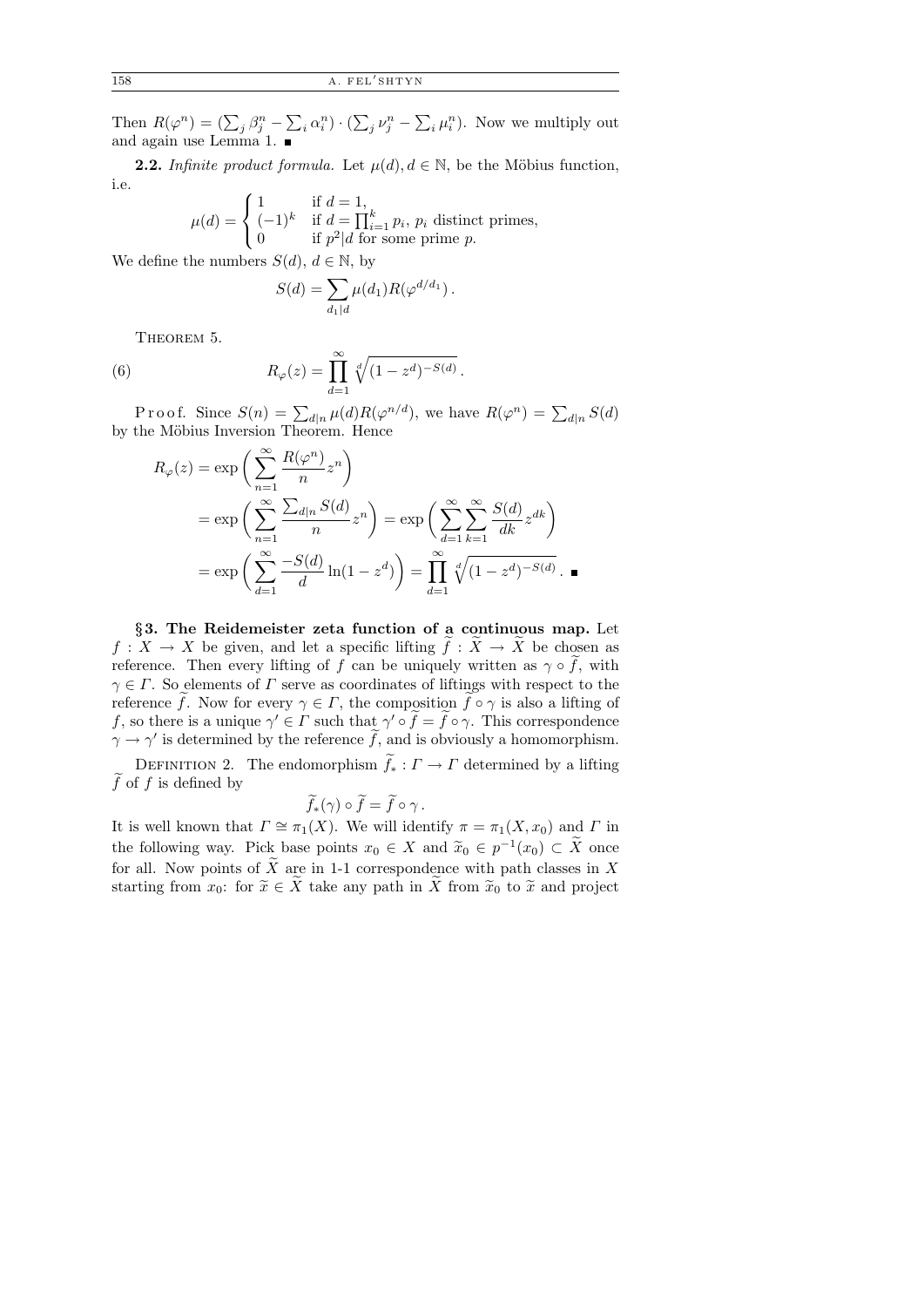Then $R(\varphi^n) = (\sum_j \beta_j^n - \sum_i \alpha_i^n) \cdot (\sum_j \nu_j^n - \sum_i \mu_i^n)$. Now we multiply out and again use Lemma 1. ∎

**2.2.** *Infinite product formula.* Let $\mu(d), d \in \mathbb{N}$, be the Möbius function, i.e.

$$\mu(d) = \begin{cases} 1 & \text{if } d = 1, \\ (-1)^k & \text{if } d = \prod_{i=1}^k p_i,\ p_i \text{ distinct primes}, \\ 0 & \text{if } p^2 | d \text{ for some prime } p. \end{cases}$$

We define the numbers $S(d)$, $d \in \mathbb{N}$, by

$$S(d) = \sum_{d_1 | d} \mu(d_1) R(\varphi^{d/d_1}) .$$

THEOREM 5.

$$R_\varphi(z) = \prod_{d=1}^{\infty} \sqrt[d]{(1 - z^d)^{-S(d)}} . \tag{6}$$

Proof. Since $S(n) = \sum_{d|n} \mu(d) R(\varphi^{n/d})$, we have $R(\varphi^n) = \sum_{d|n} S(d)$ by the Möbius Inversion Theorem. Hence

$$\begin{aligned} R_\varphi(z) &= \exp\bigg( \sum_{n=1}^{\infty} \frac{R(\varphi^n)}{n} z^n \bigg) \\ &= \exp\bigg( \sum_{n=1}^{\infty} \frac{\sum_{d|n} S(d)}{n} z^n \bigg) = \exp\bigg( \sum_{d=1}^{\infty} \sum_{k=1}^{\infty} \frac{S(d)}{dk} z^{dk} \bigg) \\ &= \exp\bigg( \sum_{d=1}^{\infty} \frac{-S(d)}{d} \ln(1 - z^d) \bigg) = \prod_{d=1}^{\infty} \sqrt[d]{(1 - z^d)^{-S(d)}} . \ ∎ \end{aligned}$$

## §3. The Reidemeister zeta function of a continuous map.

Let $f : X \to X$ be given, and let a specific lifting $\widetilde{f} : \widetilde{X} \to \widetilde{X}$ be chosen as reference. Then every lifting of $f$ can be uniquely written as $\gamma \circ \widetilde{f}$, with $\gamma \in \Gamma$. So elements of $\Gamma$ serve as coordinates of liftings with respect to the reference $\widetilde{f}$. Now for every $\gamma \in \Gamma$, the composition $\widetilde{f} \circ \gamma$ is also a lifting of $f$, so there is a unique $\gamma' \in \Gamma$ such that $\gamma' \circ \widetilde{f} = \widetilde{f} \circ \gamma$. This correspondence $\gamma \to \gamma'$ is determined by the reference $\widetilde{f}$, and is obviously a homomorphism.

DEFINITION 2. The endomorphism $\widetilde{f}_* : \Gamma \to \Gamma$ determined by a lifting $\widetilde{f}$ of $f$ is defined by

$$\widetilde{f}_*(\gamma) \circ \widetilde{f} = \widetilde{f} \circ \gamma .$$

It is well known that $\Gamma \cong \pi_1(X)$. We will identify $\pi = \pi_1(X, x_0)$ and $\Gamma$ in the following way. Pick base points $x_0 \in X$ and $\widetilde{x}_0 \in p^{-1}(x_0) \subset \widetilde{X}$ once for all. Now points of $\widetilde{X}$ are in 1-1 correspondence with path classes in $X$ starting from $x_0$: for $\widetilde{x} \in \widetilde{X}$ take any path in $\widetilde{X}$ from $\widetilde{x}_0$ to $\widetilde{x}$ and project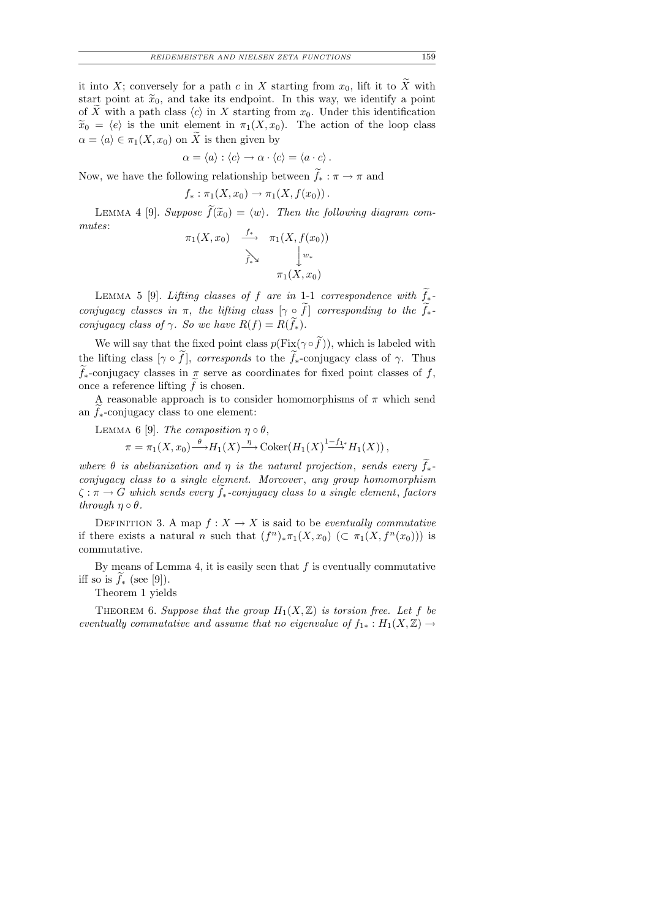it into $X$; conversely for a path $c$ in $X$ starting from $x_0$, lift it to $\widetilde{X}$ with start point at $\widetilde{x}_0$, and take its endpoint. In this way, we identify a point of $\widetilde{X}$ with a path class $\langle c\rangle$ in $X$ starting from $x_0$. Under this identification $\widetilde{x}_0 = \langle e\rangle$ is the unit element in $\pi_1(X, x_0)$. The action of the loop class $\alpha = \langle a\rangle \in \pi_1(X, x_0)$ on $\widetilde{X}$ is then given by

$$\alpha = \langle a\rangle : \langle c\rangle \to \alpha \cdot \langle c\rangle = \langle a \cdot c\rangle \,.$$

Now, we have the following relationship between $\widetilde{f}_* : \pi \to \pi$ and

$$f_* : \pi_1(X, x_0) \to \pi_1(X, f(x_0)) \,.$$

Lemma 4 [9]. *Suppose $\widetilde{f}(\widetilde{x}_0) = \langle w\rangle$. Then the following diagram commutes*:

$$\begin{array}{ccc} \pi_1(X, x_0) & \xrightarrow{f_*} & \pi_1(X, f(x_0)) \\ & \searrow_{\widetilde{f}_*} & \big\downarrow w_* \\ & & \pi_1(X, x_0) \end{array}$$

Lemma 5 [9]. *Lifting classes of $f$ are in 1-1 correspondence with $\widetilde{f}_*$-conjugacy classes in $\pi$, the lifting class $[\gamma \circ \widetilde{f}]$ corresponding to the $\widetilde{f}_*$-conjugacy class of $\gamma$. So we have $R(f) = R(\widetilde{f}_*)$.*

We will say that the fixed point class $p(\mathrm{Fix}(\gamma \circ \widetilde{f}))$, which is labeled with the lifting class $[\gamma \circ \widetilde{f}]$, *corresponds* to the $\widetilde{f}_*$-conjugacy class of $\gamma$. Thus $\widetilde{f}_*$-conjugacy classes in $\pi$ serve as coordinates for fixed point classes of $f$, once a reference lifting $\widetilde{f}$ is chosen.

A reasonable approach is to consider homomorphisms of $\pi$ which send an $\widetilde{f}_*$-conjugacy class to one element:

Lemma 6 [9]. *The composition $\eta \circ \theta$,*

$$\pi = \pi_1(X, x_0) \xrightarrow{\theta} H_1(X) \xrightarrow{\eta} \mathrm{Coker}(H_1(X) \xrightarrow{1-f_{1*}} H_1(X)) \,,$$

*where $\theta$ is abelianization and $\eta$ is the natural projection, sends every $\widetilde{f}_*$-conjugacy class to a single element. Moreover, any group homomorphism $\zeta : \pi \to G$ which sends every $\widetilde{f}_*$-conjugacy class to a single element, factors through $\eta \circ \theta$.*

Definition 3. A map $f : X \to X$ is said to be *eventually commutative* if there exists a natural $n$ such that $(f^n)_* \pi_1(X, x_0)$ $(\subset \pi_1(X, f^n(x_0)))$ is commutative.

By means of Lemma 4, it is easily seen that $f$ is eventually commutative iff so is $\widetilde{f}_*$ (see [9]).

Theorem 1 yields

Theorem 6. *Suppose that the group $H_1(X, \mathbb{Z})$ is torsion free. Let $f$ be eventually commutative and assume that no eigenvalue of $f_{1*} : H_1(X, \mathbb{Z}) \to$*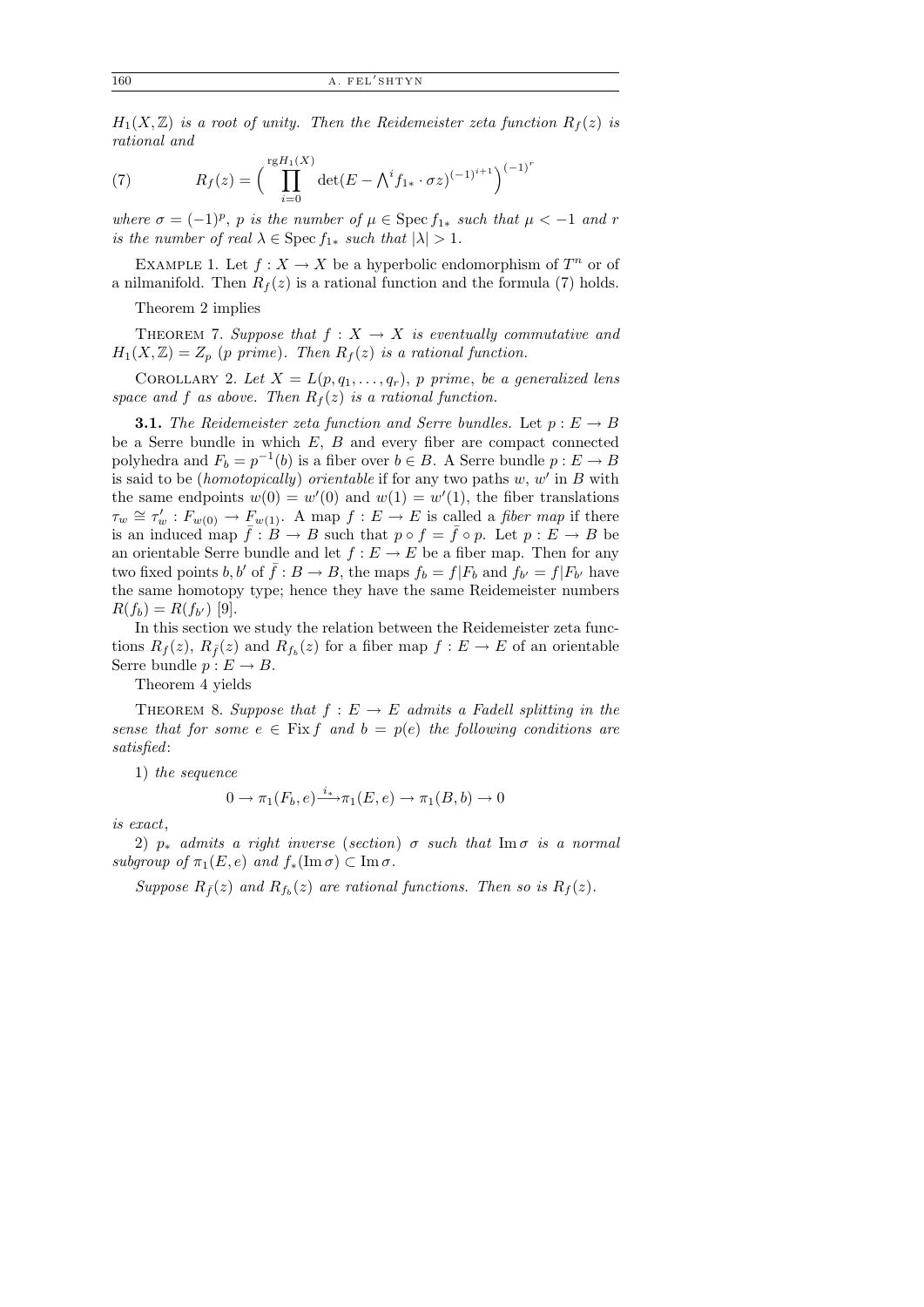$H_1(X, \mathbb{Z})$ *is a root of unity. Then the Reidemeister zeta function* $R_f(z)$ *is rational and*

$$R_f(z) = \Big( \prod_{i=0}^{\mathrm{rg} H_1(X)} \det(E - \textstyle\bigwedge^i f_{1*} \cdot \sigma z)^{(-1)^{i+1}} \Big)^{(-1)^r} \tag{7}$$

*where* $\sigma = (-1)^p$, $p$ *is the number of* $\mu \in \operatorname{Spec} f_{1*}$ *such that* $\mu < -1$ *and* $r$ *is the number of real* $\lambda \in \operatorname{Spec} f_{1*}$ *such that* $|\lambda| > 1$.

Example 1. Let $f : X \to X$ be a hyperbolic endomorphism of $T^n$ or of a nilmanifold. Then $R_f(z)$ is a rational function and the formula (7) holds.

Theorem 2 implies

Theorem 7. *Suppose that* $f : X \to X$ *is eventually commutative and* $H_1(X, \mathbb{Z}) = Z_p$ ($p$ *prime*). *Then* $R_f(z)$ *is a rational function.*

Corollary 2. *Let* $X = L(p, q_1, \ldots, q_r)$, $p$ *prime, be a generalized lens space and* $f$ *as above. Then* $R_f(z)$ *is a rational function.*

**3.1.** *The Reidemeister zeta function and Serre bundles.* Let $p : E \to B$ be a Serre bundle in which $E$, $B$ and every fiber are compact connected polyhedra and $F_b = p^{-1}(b)$ is a fiber over $b \in B$. A Serre bundle $p : E \to B$ is said to be (*homotopically*) *orientable* if for any two paths $w$, $w'$ in $B$ with the same endpoints $w(0) = w'(0)$ and $w(1) = w'(1)$, the fiber translations $\tau_w \cong \tau'_w : F_{w(0)} \to F_{w(1)}$. A map $f : E \to E$ is called a *fiber map* if there is an induced map $\bar{f} : B \to B$ such that $p \circ f = \bar{f} \circ p$. Let $p : E \to B$ be an orientable Serre bundle and let $f : E \to E$ be a fiber map. Then for any two fixed points $b, b'$ of $\bar{f} : B \to B$, the maps $f_b = f|F_b$ and $f_{b'} = f|F_{b'}$ have the same homotopy type; hence they have the same Reidemeister numbers $R(f_b) = R(f_{b'})$ [9].

In this section we study the relation between the Reidemeister zeta functions $R_f(z)$, $R_{\bar{f}}(z)$ and $R_{f_b}(z)$ for a fiber map $f : E \to E$ of an orientable Serre bundle $p : E \to B$.

Theorem 4 yields

Theorem 8. *Suppose that* $f : E \to E$ *admits a Fadell splitting in the sense that for some* $e \in \operatorname{Fix} f$ *and* $b = p(e)$ *the following conditions are satisfied*:

1) *the sequence*

$$0 \to \pi_1(F_b, e) \xrightarrow{i_*} \pi_1(E, e) \to \pi_1(B, b) \to 0$$

*is exact*,

2) $p_*$ *admits a right inverse* (*section*) $\sigma$ *such that* $\operatorname{Im} \sigma$ *is a normal subgroup of* $\pi_1(E, e)$ *and* $f_*(\operatorname{Im} \sigma) \subset \operatorname{Im} \sigma$.

*Suppose* $R_{\bar{f}}(z)$ *and* $R_{f_b}(z)$ *are rational functions. Then so is* $R_f(z)$.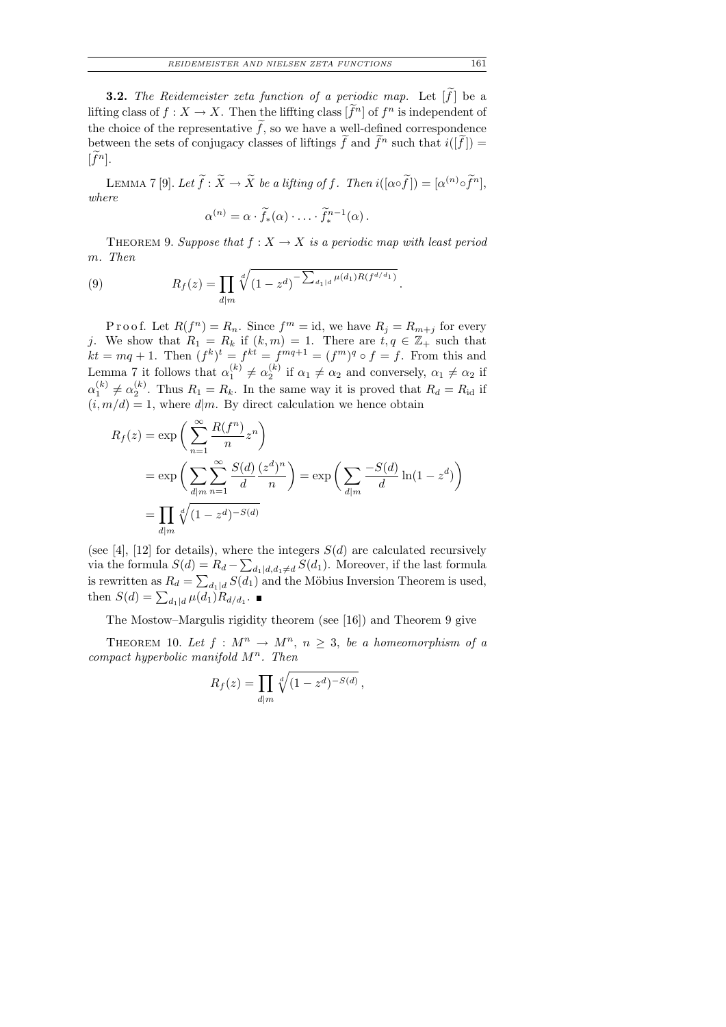**3.2.** *The Reidemeister zeta function of a periodic map.* Let $[\widetilde{f}]$ be a lifting class of $f : X \to X$. Then the liffting class $[\widetilde{f}^n]$ of $f^n$ is independent of the choice of the representative $\widetilde{f}$, so we have a well-defined correspondence between the sets of conjugacy classes of liftings $\widetilde{f}$ and $\widetilde{f}^n$ such that $i([\widetilde{f}]) = [\widetilde{f}^n]$.

Lemma 7 [9]. *Let $\widetilde{f} : \widetilde{X} \to \widetilde{X}$ be a lifting of $f$. Then $i([\alpha\circ\widetilde{f}]) = [\alpha^{(n)}\circ\widetilde{f}^n]$, where*

$$\alpha^{(n)} = \alpha \cdot \widetilde{f}_*(\alpha) \cdot \ldots \cdot \widetilde{f}_*^{n-1}(\alpha)\,.$$

Theorem 9. *Suppose that $f : X \to X$ is a periodic map with least period $m$. Then*

$$R_f(z) = \prod_{d\mid m} \sqrt[d]{(1-z^d)^{-\sum_{d_1\mid d}\mu(d_1)R(f^{d/d_1})}}\,. \tag{9}$$

Proof. Let $R(f^n) = R_n$. Since $f^m = \mathrm{id}$, we have $R_j = R_{m+j}$ for every $j$. We show that $R_1 = R_k$ if $(k, m) = 1$. There are $t, q \in \mathbb{Z}_+$ such that $kt = mq + 1$. Then $(f^k)^t = f^{kt} = f^{mq+1} = (f^m)^q \circ f = f$. From this and Lemma 7 it follows that $\alpha_1^{(k)} \neq \alpha_2^{(k)}$ if $\alpha_1 \neq \alpha_2$ and conversely, $\alpha_1 \neq \alpha_2$ if $\alpha_1^{(k)} \neq \alpha_2^{(k)}$. Thus $R_1 = R_k$. In the same way it is proved that $R_d = R_{\mathrm{id}}$ if $(i, m/d) = 1$, where $d\mid m$. By direct calculation we hence obtain

$$\begin{aligned}
R_f(z) &= \exp\bigg(\sum_{n=1}^{\infty}\frac{R(f^n)}{n}z^n\bigg)\\
&= \exp\bigg(\sum_{d\mid m}\sum_{n=1}^{\infty}\frac{S(d)}{d}\frac{(z^d)^n}{n}\bigg) = \exp\bigg(\sum_{d\mid m}\frac{-S(d)}{d}\ln(1-z^d)\bigg)\\
&= \prod_{d\mid m}\sqrt[d]{(1-z^d)^{-S(d)}}
\end{aligned}$$

(see [4], [12] for details), where the integers $S(d)$ are calculated recursively via the formula $S(d) = R_d - \sum_{d_1\mid d, d_1\neq d} S(d_1)$. Moreover, if the last formula is rewritten as $R_d = \sum_{d_1\mid d} S(d_1)$ and the Möbius Inversion Theorem is used, then $S(d) = \sum_{d_1\mid d}\mu(d_1)R_{d/d_1}$. ∎

The Mostow–Margulis rigidity theorem (see [16]) and Theorem 9 give

Theorem 10. *Let $f : M^n \to M^n$, $n \geq 3$, be a homeomorphism of a compact hyperbolic manifold $M^n$. Then*

$$R_f(z) = \prod_{d\mid m}\sqrt[d]{(1-z^d)^{-S(d)}}\,,$$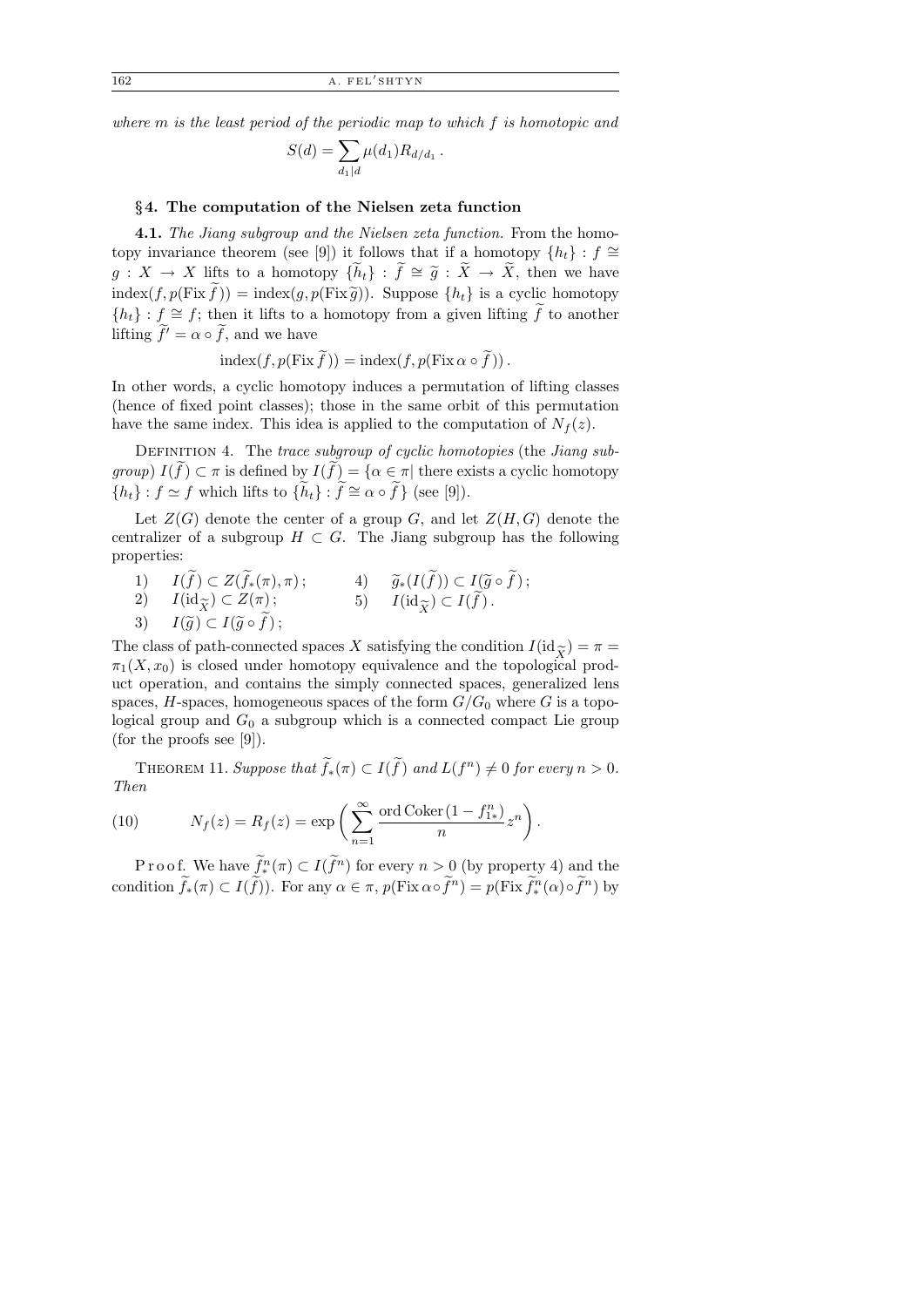*where $m$ is the least period of the periodic map to which $f$ is homotopic and*

$$S(d) = \sum_{d_1 | d} \mu(d_1) R_{d/d_1}\,.$$

## §4. The computation of the Nielsen zeta function

**4.1.** *The Jiang subgroup and the Nielsen zeta function.* From the homotopy invariance theorem (see [9]) it follows that if a homotopy $\{h_t\} : f \cong g : X \to X$ lifts to a homotopy $\{\widetilde{h}_t\} : \widetilde{f} \cong \widetilde{g} : \widetilde{X} \to \widetilde{X}$, then we have $\operatorname{index}(f, p(\operatorname{Fix} \widetilde{f})) = \operatorname{index}(g, p(\operatorname{Fix} \widetilde{g}))$. Suppose $\{h_t\}$ is a cyclic homotopy $\{h_t\} : f \cong f$; then it lifts to a homotopy from a given lifting $\widetilde{f}$ to another lifting $\widetilde{f}' = \alpha \circ \widetilde{f}$, and we have

$$\operatorname{index}(f, p(\operatorname{Fix} \widetilde{f})) = \operatorname{index}(f, p(\operatorname{Fix} \alpha \circ \widetilde{f}))\,.$$

In other words, a cyclic homotopy induces a permutation of lifting classes (hence of fixed point classes); those in the same orbit of this permutation have the same index. This idea is applied to the computation of $N_f(z)$.

Definition 4. The *trace subgroup of cyclic homotopies* (the *Jiang subgroup*) $I(\widetilde{f}) \subset \pi$ is defined by $I(\widetilde{f}) = \{\alpha \in \pi |$ there exists a cyclic homotopy $\{h_t\} : f \simeq f$ which lifts to $\{\widetilde{h}_t\} : \widetilde{f} \cong \alpha \circ \widetilde{f}\}$ (see [9]).

Let $Z(G)$ denote the center of a group $G$, and let $Z(H, G)$ denote the centralizer of a subgroup $H \subset G$. The Jiang subgroup has the following properties:

1) $I(\widetilde{f}) \subset Z(\widetilde{f}_*(\pi), \pi)$;
2) $I(\mathrm{id}_{\widetilde{X}}) \subset Z(\pi)$;
3) $I(\widetilde{g}) \subset I(\widetilde{g} \circ \widetilde{f})$;
4) $\widetilde{g}_*(I(\widetilde{f})) \subset I(\widetilde{g} \circ \widetilde{f})$;
5) $I(\mathrm{id}_{\widetilde{X}}) \subset I(\widetilde{f})$.

The class of path-connected spaces $X$ satisfying the condition $I(\mathrm{id}_{\widetilde{X}}) = \pi = \pi_1(X, x_0)$ is closed under homotopy equivalence and the topological product operation, and contains the simply connected spaces, generalized lens spaces, $H$-spaces, homogeneous spaces of the form $G/G_0$ where $G$ is a topological group and $G_0$ a subgroup which is a connected compact Lie group (for the proofs see [9]).

Theorem 11. *Suppose that $\widetilde{f}_*(\pi) \subset I(\widetilde{f})$ and $L(f^n) \neq 0$ for every $n > 0$. Then*

$$N_f(z) = R_f(z) = \exp\left( \sum_{n=1}^{\infty} \frac{\operatorname{ord} \operatorname{Coker}(1 - f^n_{1*})}{n} z^n \right). \tag{10}$$

Proof. We have $\widetilde{f}^n_*(\pi) \subset I(\widetilde{f}^n)$ for every $n > 0$ (by property 4) and the condition $\widetilde{f}_*(\pi) \subset I(\widetilde{f})$). For any $\alpha \in \pi$, $p(\operatorname{Fix} \alpha \circ \widetilde{f}^n) = p(\operatorname{Fix} \widetilde{f}^n_*(\alpha) \circ \widetilde{f}^n)$ by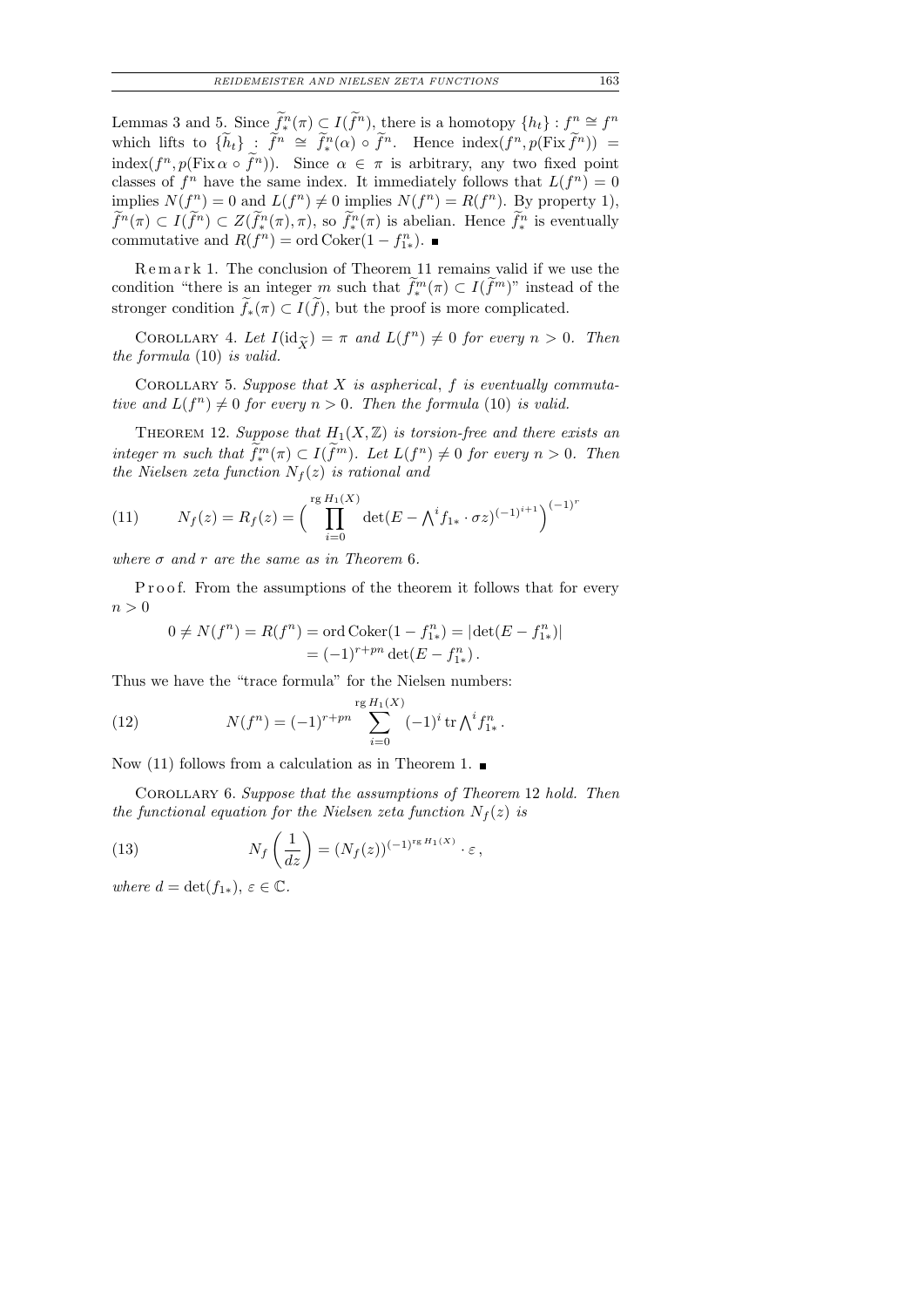Lemmas 3 and 5. Since $\widetilde{f}_*^n(\pi) \subset I(\widetilde{f}^n)$, there is a homotopy $\{h_t\} : f^n \cong f^n$ which lifts to $\{\widetilde{h}_t\} : \widetilde{f}^n \cong \widetilde{f}_*^n(\alpha) \circ \widetilde{f}^n$. Hence $\operatorname{index}(f^n, p(\operatorname{Fix} \widetilde{f}^n)) = \operatorname{index}(f^n, p(\operatorname{Fix} \alpha \circ \widetilde{f}^n))$. Since $\alpha \in \pi$ is arbitrary, any two fixed point classes of $f^n$ have the same index. It immediately follows that $L(f^n) = 0$ implies $N(f^n) = 0$ and $L(f^n) \neq 0$ implies $N(f^n) = R(f^n)$. By property 1), $\widetilde{f}^n(\pi) \subset I(\widetilde{f}^n) \subset Z(\widetilde{f}_*^n(\pi), \pi)$, so $\widetilde{f}_*^n(\pi)$ is abelian. Hence $\widetilde{f}_*^n$ is eventually commutative and $R(f^n) = \operatorname{ord} \operatorname{Coker}(1 - f_{1*}^n)$. ∎

Remark 1. The conclusion of Theorem 11 remains valid if we use the condition "there is an integer $m$ such that $\widetilde{f}_*^m(\pi) \subset I(\widetilde{f}^m)$" instead of the stronger condition $\widetilde{f}_*(\pi) \subset I(\widetilde{f})$, but the proof is more complicated.

Corollary 4. *Let $I(\mathrm{id}_{\widetilde{X}}) = \pi$ and $L(f^n) \neq 0$ for every $n > 0$. Then the formula* (10) *is valid.*

Corollary 5. *Suppose that $X$ is aspherical, $f$ is eventually commutative and $L(f^n) \neq 0$ for every $n > 0$. Then the formula* (10) *is valid.*

Theorem 12. *Suppose that $H_1(X, \mathbb{Z})$ is torsion-free and there exists an integer $m$ such that $\widetilde{f}_*^m(\pi) \subset I(\widetilde{f}^m)$. Let $L(f^n) \neq 0$ for every $n > 0$. Then the Nielsen zeta function $N_f(z)$ is rational and*

$$N_f(z) = R_f(z) = \Big( \prod_{i=0}^{\operatorname{rg} H_1(X)} \det\big(E - \textstyle\bigwedge^i f_{1*} \cdot \sigma z\big)^{(-1)^{i+1}} \Big)^{(-1)^r} \tag{11}$$

*where $\sigma$ and $r$ are the same as in Theorem* 6.

Proof. From the assumptions of the theorem it follows that for every $n > 0$

$$\begin{aligned} 0 \neq N(f^n) = R(f^n) = \operatorname{ord} \operatorname{Coker}(1 - f_{1*}^n) &= |\det(E - f_{1*}^n)| \\ &= (-1)^{r+pn} \det(E - f_{1*}^n). \end{aligned}$$

Thus we have the "trace formula" for the Nielsen numbers:

$$N(f^n) = (-1)^{r+pn} \sum_{i=0}^{\operatorname{rg} H_1(X)} (-1)^i \operatorname{tr} \textstyle\bigwedge^i f_{1*}^n. \tag{12}$$

Now (11) follows from a calculation as in Theorem 1. ∎

Corollary 6. *Suppose that the assumptions of Theorem* 12 *hold. Then the functional equation for the Nielsen zeta function $N_f(z)$ is*

$$N_f\left(\frac{1}{dz}\right) = (N_f(z))^{(-1)^{\operatorname{rg} H_1(X)}} \cdot \varepsilon, \tag{13}$$

*where $d = \det(f_{1*})$, $\varepsilon \in \mathbb{C}$.*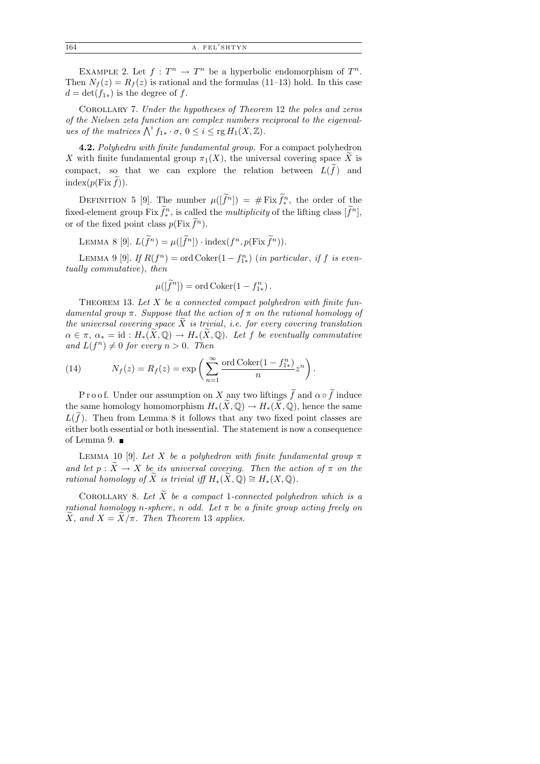Example 2. Let $f : T^n \to T^n$ be a hyperbolic endomorphism of $T^n$. Then $N_f(z) = R_f(z)$ is rational and the formulas (11–13) hold. In this case $d = \det(f_{1*})$ is the degree of $f$.

Corollary 7. *Under the hypotheses of Theorem* 12 *the poles and zeros of the Nielsen zeta function are complex numbers reciprocal to the eigenvalues of the matrices* $\bigwedge^i f_{1*} \cdot \sigma$, $0 \le i \le \operatorname{rg} H_1(X, \mathbb{Z})$.

**4.2.** *Polyhedra with finite fundamental group.* For a compact polyhedron $X$ with finite fundamental group $\pi_1(X)$, the universal covering space $\widetilde{X}$ is compact, so that we can explore the relation between $L(\widetilde{f})$ and $\operatorname{index}(p(\operatorname{Fix} \widetilde{f}))$.

Definition 5 [9]. The number $\mu([\widetilde{f}^n]) = \# \operatorname{Fix} \widetilde{f}^n_*$, the order of the fixed-element group $\operatorname{Fix} \widetilde{f}^n_*$, is called the *multiplicity* of the lifting class $[\widetilde{f}^n]$, or of the fixed point class $p(\operatorname{Fix} \widetilde{f}^n)$.

Lemma 8 [9]. $L(\widetilde{f}^n) = \mu([\widetilde{f}^n]) \cdot \operatorname{index}(f^n, p(\operatorname{Fix} \widetilde{f}^n))$.

Lemma 9 [9]. *If* $R(f^n) = \operatorname{ord} \operatorname{Coker}(1 - f^n_{1*})$ (*in particular*, *if* $f$ *is eventually commutative*), *then*

$$\mu([\widetilde{f}^n]) = \operatorname{ord} \operatorname{Coker}(1 - f^n_{1*}) .$$

Theorem 13. *Let* $X$ *be a connected compact polyhedron with finite fundamental group* $\pi$. *Suppose that the action of* $\pi$ *on the rational homology of the universal covering space* $\widetilde{X}$ *is trivial*, *i.e. for every covering translation* $\alpha \in \pi$, $\alpha_* = \mathrm{id} : H_*(\widetilde{X}, \mathbb{Q}) \to H_*(\widetilde{X}, \mathbb{Q})$. *Let* $f$ *be eventually commutative and* $L(f^n) \neq 0$ *for every* $n > 0$. *Then*

$$N_f(z) = R_f(z) = \exp\left( \sum_{n=1}^{\infty} \frac{\operatorname{ord} \operatorname{Coker}(1 - f^n_{1*})}{n} z^n \right). \tag{14}$$

Proof. Under our assumption on $X$ any two liftings $\widetilde{f}$ and $\alpha \circ \widetilde{f}$ induce the same homology homomorphism $H_*(\widetilde{X}, \mathbb{Q}) \to H_*(\widetilde{X}, \mathbb{Q})$, hence the same $L(\widetilde{f})$. Then from Lemma 8 it follows that any two fixed point classes are either both essential or both inessential. The statement is now a consequence of Lemma 9. ∎

Lemma 10 [9]. *Let* $X$ *be a polyhedron with finite fundamental group* $\pi$ *and let* $p : \widetilde{X} \to X$ *be its universal covering. Then the action of* $\pi$ *on the rational homology of* $\widetilde{X}$ *is trivial iff* $H_*(\widetilde{X}, \mathbb{Q}) \cong H_*(X, \mathbb{Q})$.

Corollary 8. *Let* $\widetilde{X}$ *be a compact* 1*-connected polyhedron which is a rational homology* $n$*-sphere*, $n$ *odd. Let* $\pi$ *be a finite group acting freely on* $\widetilde{X}$, *and* $X = \widetilde{X}/\pi$. *Then Theorem* 13 *applies.*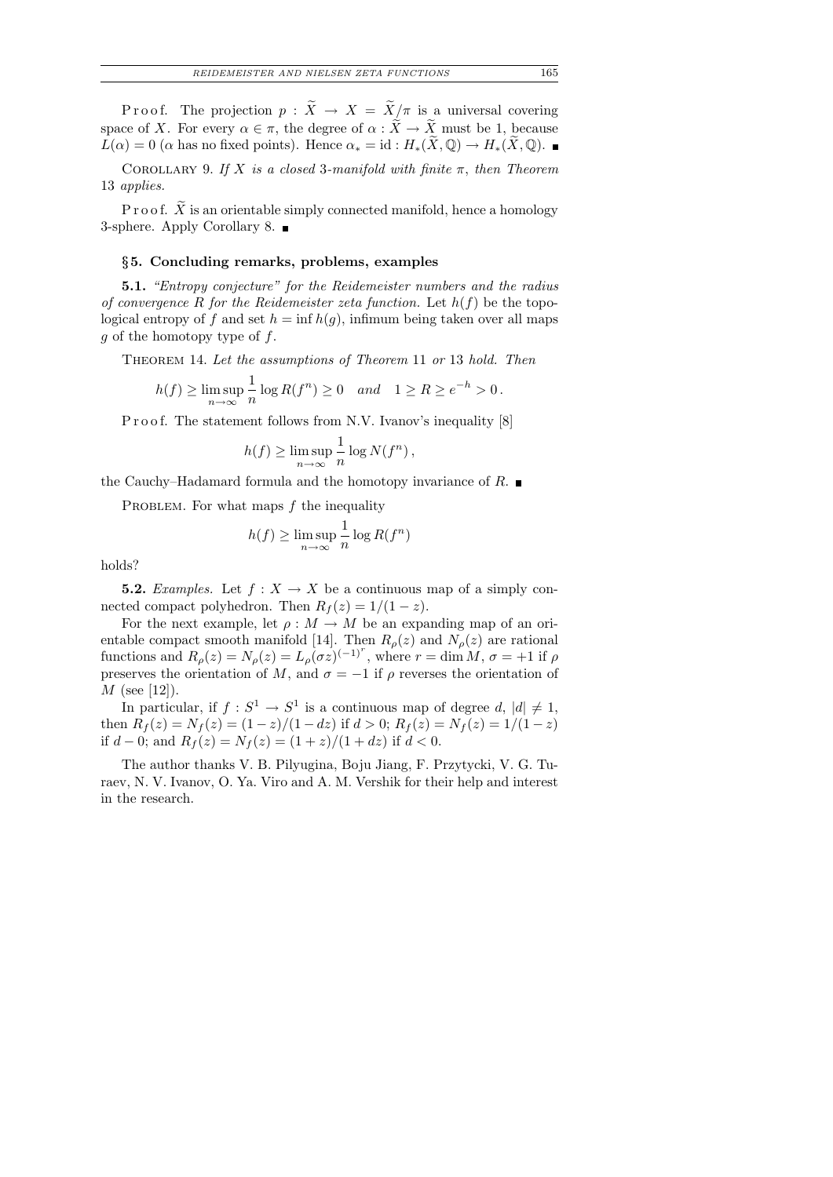Proof. The projection $p : \widetilde{X} \to X = \widetilde{X}/\pi$ is a universal covering space of $X$. For every $\alpha \in \pi$, the degree of $\alpha : \widetilde{X} \to \widetilde{X}$ must be 1, because $L(\alpha) = 0$ ($\alpha$ has no fixed points). Hence $\alpha_* = \mathrm{id} : H_*(\widetilde{X}, \mathbb{Q}) \to H_*(\widetilde{X}, \mathbb{Q})$. ∎

Corollary 9. *If $X$ is a closed 3-manifold with finite $\pi$, then Theorem 13 applies.*

Proof. $\widetilde{X}$ is an orientable simply connected manifold, hence a homology 3-sphere. Apply Corollary 8. ∎

## §5. Concluding remarks, problems, examples

**5.1.** *"Entropy conjecture" for the Reidemeister numbers and the radius of convergence $R$ for the Reidemeister zeta function.* Let $h(f)$ be the topological entropy of $f$ and set $h = \inf h(g)$, infimum being taken over all maps $g$ of the homotopy type of $f$.

Theorem 14. *Let the assumptions of Theorem 11 or 13 hold. Then*

$$h(f) \geq \limsup_{n\to\infty} \frac{1}{n} \log R(f^n) \geq 0 \quad \textit{and} \quad 1 \geq R \geq e^{-h} > 0\,.$$

Proof. The statement follows from N.V. Ivanov's inequality [8]

$$h(f) \geq \limsup_{n\to\infty} \frac{1}{n} \log N(f^n)\,,$$

the Cauchy–Hadamard formula and the homotopy invariance of $R$. ∎

Problem. For what maps $f$ the inequality

$$h(f) \geq \limsup_{n\to\infty} \frac{1}{n} \log R(f^n)$$

holds?

**5.2.** *Examples.* Let $f : X \to X$ be a continuous map of a simply connected compact polyhedron. Then $R_f(z) = 1/(1-z)$.

For the next example, let $\rho : M \to M$ be an expanding map of an orientable compact smooth manifold [14]. Then $R_\rho(z)$ and $N_\rho(z)$ are rational functions and $R_\rho(z) = N_\rho(z) = L_\rho(\sigma z)^{(-1)^r}$, where $r = \dim M$, $\sigma = +1$ if $\rho$ preserves the orientation of $M$, and $\sigma = -1$ if $\rho$ reverses the orientation of $M$ (see [12]).

In particular, if $f : S^1 \to S^1$ is a continuous map of degree $d$, $|d| \neq 1$, then $R_f(z) = N_f(z) = (1-z)/(1-dz)$ if $d > 0$; $R_f(z) = N_f(z) = 1/(1-z)$ if $d - 0$; and $R_f(z) = N_f(z) = (1+z)/(1+dz)$ if $d < 0$.

The author thanks V. B. Pilyugina, Boju Jiang, F. Przytycki, V. G. Turaev, N. V. Ivanov, O. Ya. Viro and A. M. Vershik for their help and interest in the research.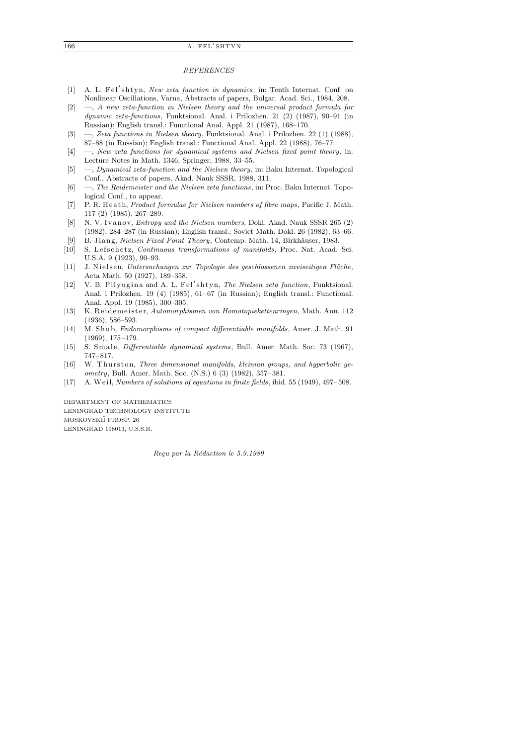*REFERENCES*

[1] A. L. Fel′shtyn, *New zeta function in dynamics*, in: Tenth Internat. Conf. on Nonlinear Oscillations, Varna, Abstracts of papers, Bulgar. Acad. Sci., 1984, 208.

[2] —, *A new zeta-function in Nielsen theory and the universal product formula for dynamic zeta-functions*, Funktsional. Anal. i Prilozhen. 21 (2) (1987), 90–91 (in Russian); English transl.: Functional Anal. Appl. 21 (1987), 168–170.

[3] —, *Zeta functions in Nielsen theory*, Funktsional. Anal. i Prilozhen. 22 (1) (1988), 87–88 (in Russian); English transl.: Functional Anal. Appl. 22 (1988), 76–77.

[4] —, *New zeta functions for dynamical systems and Nielsen fixed point theory*, in: Lecture Notes in Math. 1346, Springer, 1988, 33–55.

[5] —, *Dynamical zeta-function and the Nielsen theory*, in: Baku Internat. Topological Conf., Abstracts of papers, Akad. Nauk SSSR, 1988, 311.

[6] —, *The Reidemeister and the Nielsen zeta functions*, in: Proc. Baku Internat. Topological Conf., to appear.

[7] P. R. Heath, *Product formulae for Nielsen numbers of fibre maps*, Pacific J. Math. 117 (2) (1985), 267–289.

[8] N. V. Ivanov, *Entropy and the Nielsen numbers*, Dokl. Akad. Nauk SSSR 265 (2) (1982), 284–287 (in Russian); English transl.: Soviet Math. Dokl. 26 (1982), 63–66.

[9] B. Jiang, *Nielsen Fixed Point Theory*, Contemp. Math. 14, Birkhäuser, 1983.

[10] S. Lefschetz, *Continuous transformations of manifolds*, Proc. Nat. Acad. Sci. U.S.A. 9 (1923), 90–93.

[11] J. Nielsen, *Untersuchungen zur Topologie des geschlossenen zweiseitigen Fläche*, Acta Math. 50 (1927), 189–358.

[12] V. B. Pilyugina and A. L. Fel′shtyn, *The Nielsen zeta function*, Funktsional. Anal. i Prilozhen. 19 (4) (1985), 61–67 (in Russian); English transl.: Functional Anal. Appl. 19 (1985), 300–305.

[13] K. Reidemeister, *Automorphismen von Homotopiekettenringen*, Math. Ann. 112 (1936), 586–593.

[14] M. Shub, *Endomorphisms of compact differentiable manifolds*, Amer. J. Math. 91 (1969), 175–179.

[15] S. Smale, *Differentiable dynamical systems*, Bull. Amer. Math. Soc. 73 (1967), 747–817.

[16] W. Thurston, *Three dimensional manifolds, kleinian groups, and hyperbolic geometry*, Bull. Amer. Math. Soc. (N.S.) 6 (3) (1982), 357–381.

[17] A. Weil, *Numbers of solutions of equations in finite fields*, ibid. 55 (1949), 497–508.

DEPARTMENT OF MATHEMATICS
LENINGRAD TECHNOLOGY INSTITUTE
MOSKOVSKIĬ PROSP. 26
LENINGRAD 198013, U.S.S.R.

*Reçu par la Rédaction le 5.9.1989*